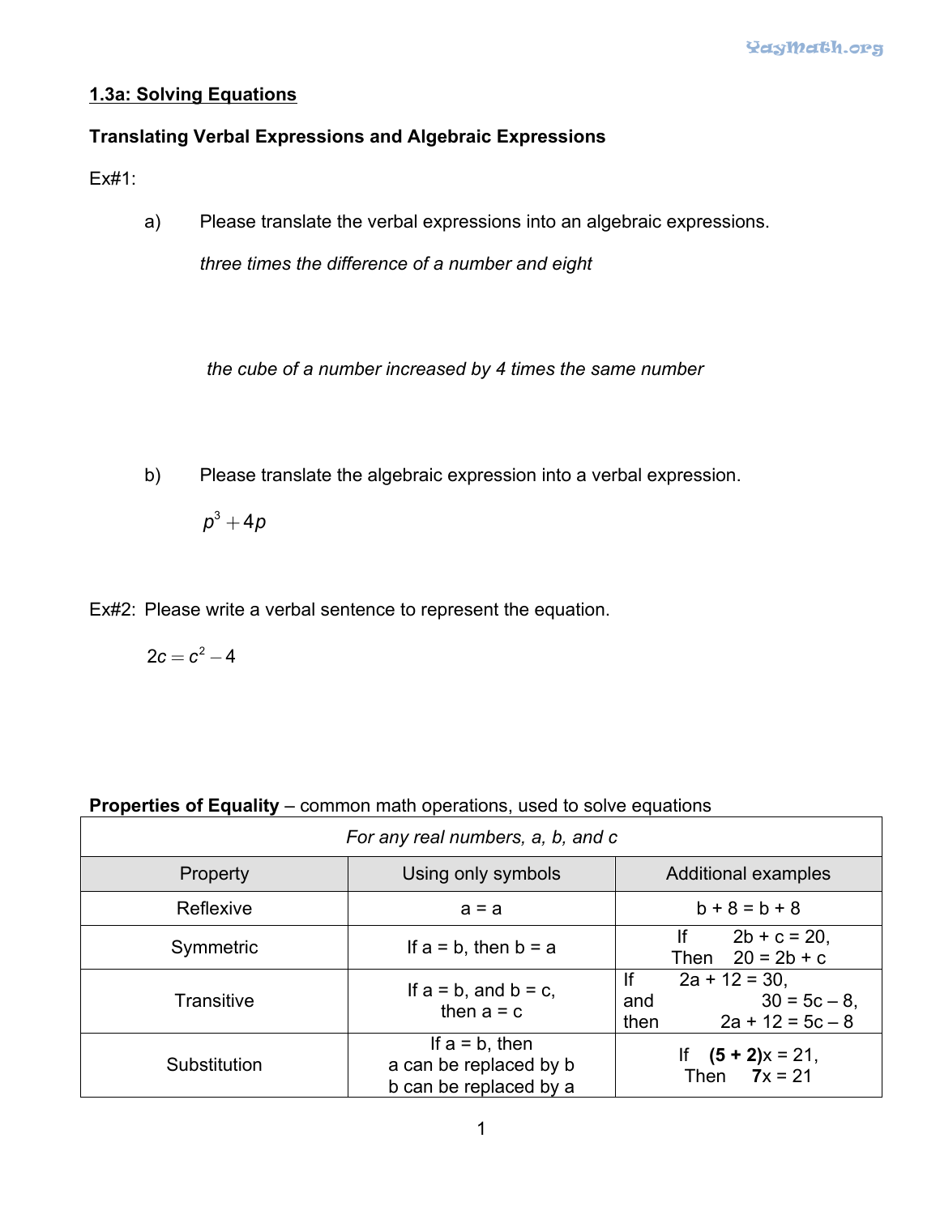## 1.3a: Solving Equations

### Translating Verbal Expressions and Algebraic Expressions

Ex#1:

a) Please translate the verbal expressions into an algebraic expressions.

*three times the difference of a number and eight*

*the cube of a number increased by 4 times the same number*

b) Please translate the algebraic expression into a verbal expression.

$p^3 + 4p$

Ex#2: Please write a verbal sentence to represent the equation.

$2c = c^2 - 4$

**Properties of Equality** – common math operations, used to solve equations

| *For any real numbers, a, b, and c* | | |
|---|---|---|
| Property | Using only symbols | Additional examples |
| Reflexive | a = a | b + 8 = b + 8 |
| Symmetric | If a = b, then b = a | If 2b + c = 20, Then 20 = 2b + c |
| Transitive | If a = b, and b = c, then a = c | If 2a + 12 = 30, and 30 = 5c – 8, then 2a + 12 = 5c – 8 |
| Substitution | If a = b, then a can be replaced by b b can be replaced by a | If **(5 + 2)**x = 21, Then **7**x = 21 |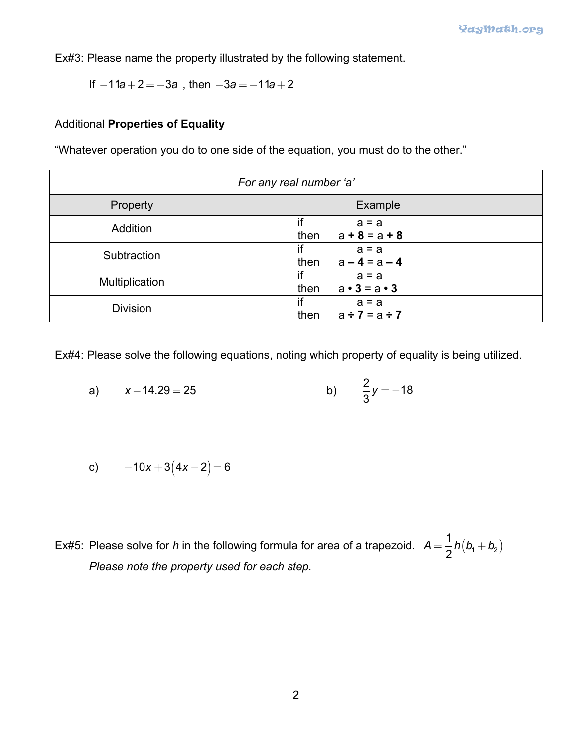Ex#3: Please name the property illustrated by the following statement.

If $-11a+2=-3a$ , then $-3a=-11a+2$

Additional **Properties of Equality**

"Whatever operation you do to one side of the equation, you must do to the other."

| *For any real number 'a'* | |
|---|---|
| Property | Example |
| Addition | if a = a<br>then a **+ 8** = a **+ 8** |
| Subtraction | if a = a<br>then a **– 4** = a **– 4** |
| Multiplication | if a = a<br>then a **• 3** = a **• 3** |
| Division | if a = a<br>then a **÷ 7** = a **÷ 7** |

Ex#4: Please solve the following equations, noting which property of equality is being utilized.

a) $x-14.29=25$

b) $\frac{2}{3}y=-18$

c) $-10x+3(4x-2)=6$

Ex#5: Please solve for *h* in the following formula for area of a trapezoid. $A=\frac{1}{2}h(b_1+b_2)$

*Please note the property used for each step.*